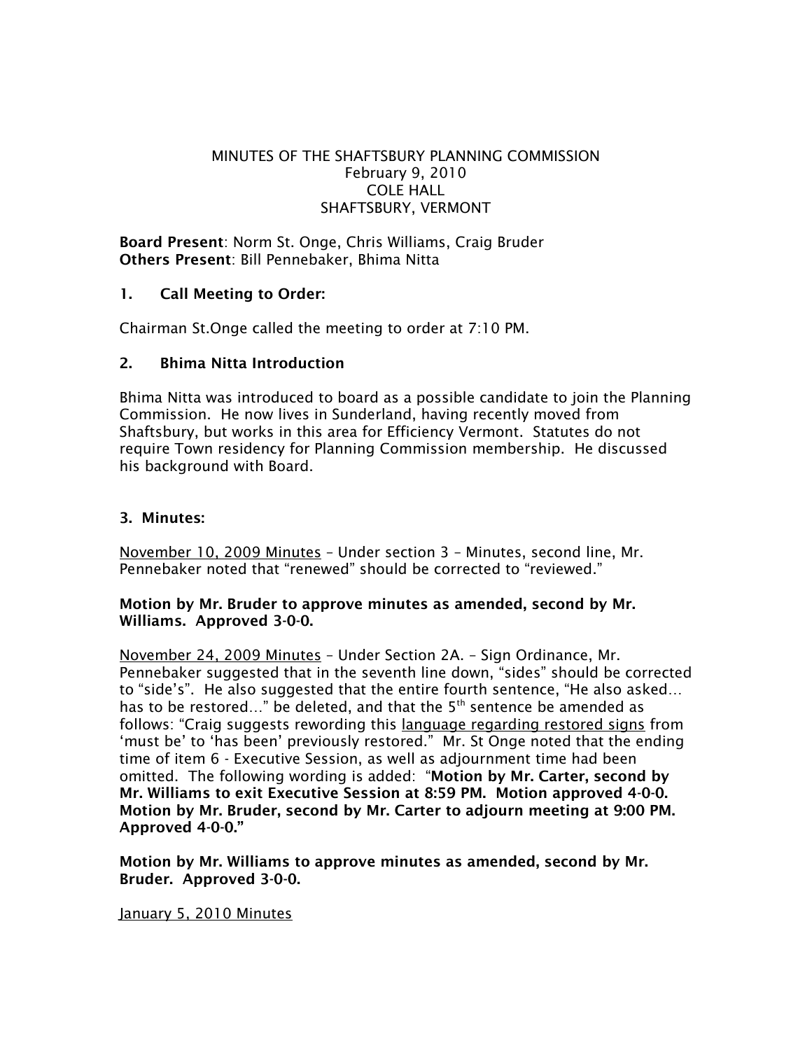MINUTES OF THE SHAFTSBURY PLANNING COMMISSION
February 9, 2010
COLE HALL
SHAFTSBURY, VERMONT

**Board Present**: Norm St. Onge, Chris Williams, Craig Bruder
**Others Present**: Bill Pennebaker, Bhima Nitta

## 1. Call Meeting to Order:

Chairman St.Onge called the meeting to order at 7:10 PM.

## 2. Bhima Nitta Introduction

Bhima Nitta was introduced to board as a possible candidate to join the Planning Commission. He now lives in Sunderland, having recently moved from Shaftsbury, but works in this area for Efficiency Vermont. Statutes do not require Town residency for Planning Commission membership. He discussed his background with Board.

## 3. Minutes:

<u>November 10, 2009 Minutes</u> – Under section 3 – Minutes, second line, Mr. Pennebaker noted that "renewed" should be corrected to "reviewed."

**Motion by Mr. Bruder to approve minutes as amended, second by Mr. Williams. Approved 3-0-0.**

<u>November 24, 2009 Minutes</u> – Under Section 2A. – Sign Ordinance, Mr. Pennebaker suggested that in the seventh line down, "sides" should be corrected to "side's". He also suggested that the entire fourth sentence, "He also asked… has to be restored…" be deleted, and that the 5th sentence be amended as follows: "Craig suggests rewording this <u>language regarding restored signs</u> from 'must be' to 'has been' previously restored." Mr. St Onge noted that the ending time of item 6 - Executive Session, as well as adjournment time had been omitted. The following wording is added: "**Motion by Mr. Carter, second by Mr. Williams to exit Executive Session at 8:59 PM. Motion approved 4-0-0. Motion by Mr. Bruder, second by Mr. Carter to adjourn meeting at 9:00 PM. Approved 4-0-0.**"

**Motion by Mr. Williams to approve minutes as amended, second by Mr. Bruder. Approved 3-0-0.**

<u>January 5, 2010 Minutes</u>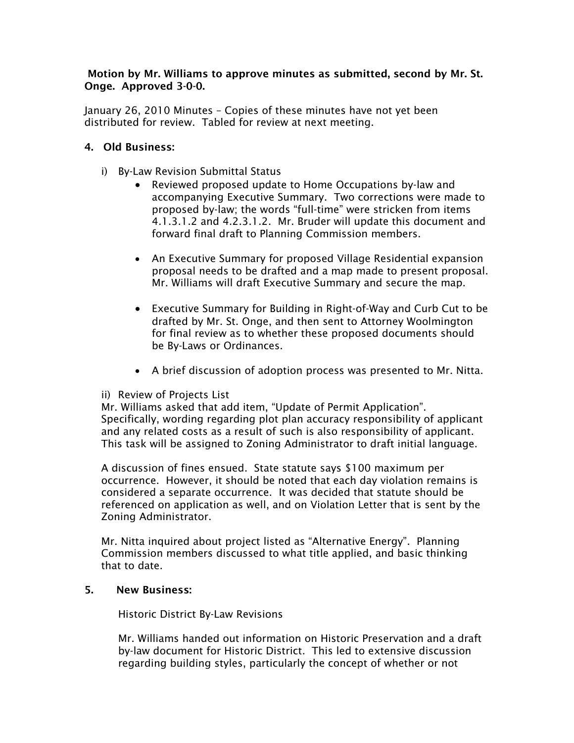**Motion by Mr. Williams to approve minutes as submitted, second by Mr. St. Onge. Approved 3-0-0.**

January 26, 2010 Minutes – Copies of these minutes have not yet been distributed for review. Tabled for review at next meeting.

**4. Old Business:**

i) By-Law Revision Submittal Status

- Reviewed proposed update to Home Occupations by-law and accompanying Executive Summary. Two corrections were made to proposed by-law; the words "full-time" were stricken from items 4.1.3.1.2 and 4.2.3.1.2. Mr. Bruder will update this document and forward final draft to Planning Commission members.

- An Executive Summary for proposed Village Residential expansion proposal needs to be drafted and a map made to present proposal. Mr. Williams will draft Executive Summary and secure the map.

- Executive Summary for Building in Right-of-Way and Curb Cut to be drafted by Mr. St. Onge, and then sent to Attorney Woolmington for final review as to whether these proposed documents should be By-Laws or Ordinances.

- A brief discussion of adoption process was presented to Mr. Nitta.

ii) Review of Projects List

Mr. Williams asked that add item, "Update of Permit Application". Specifically, wording regarding plot plan accuracy responsibility of applicant and any related costs as a result of such is also responsibility of applicant. This task will be assigned to Zoning Administrator to draft initial language.

A discussion of fines ensued. State statute says $100 maximum per occurrence. However, it should be noted that each day violation remains is considered a separate occurrence. It was decided that statute should be referenced on application as well, and on Violation Letter that is sent by the Zoning Administrator.

Mr. Nitta inquired about project listed as "Alternative Energy". Planning Commission members discussed to what title applied, and basic thinking that to date.

**5. New Business:**

Historic District By-Law Revisions

Mr. Williams handed out information on Historic Preservation and a draft by-law document for Historic District. This led to extensive discussion regarding building styles, particularly the concept of whether or not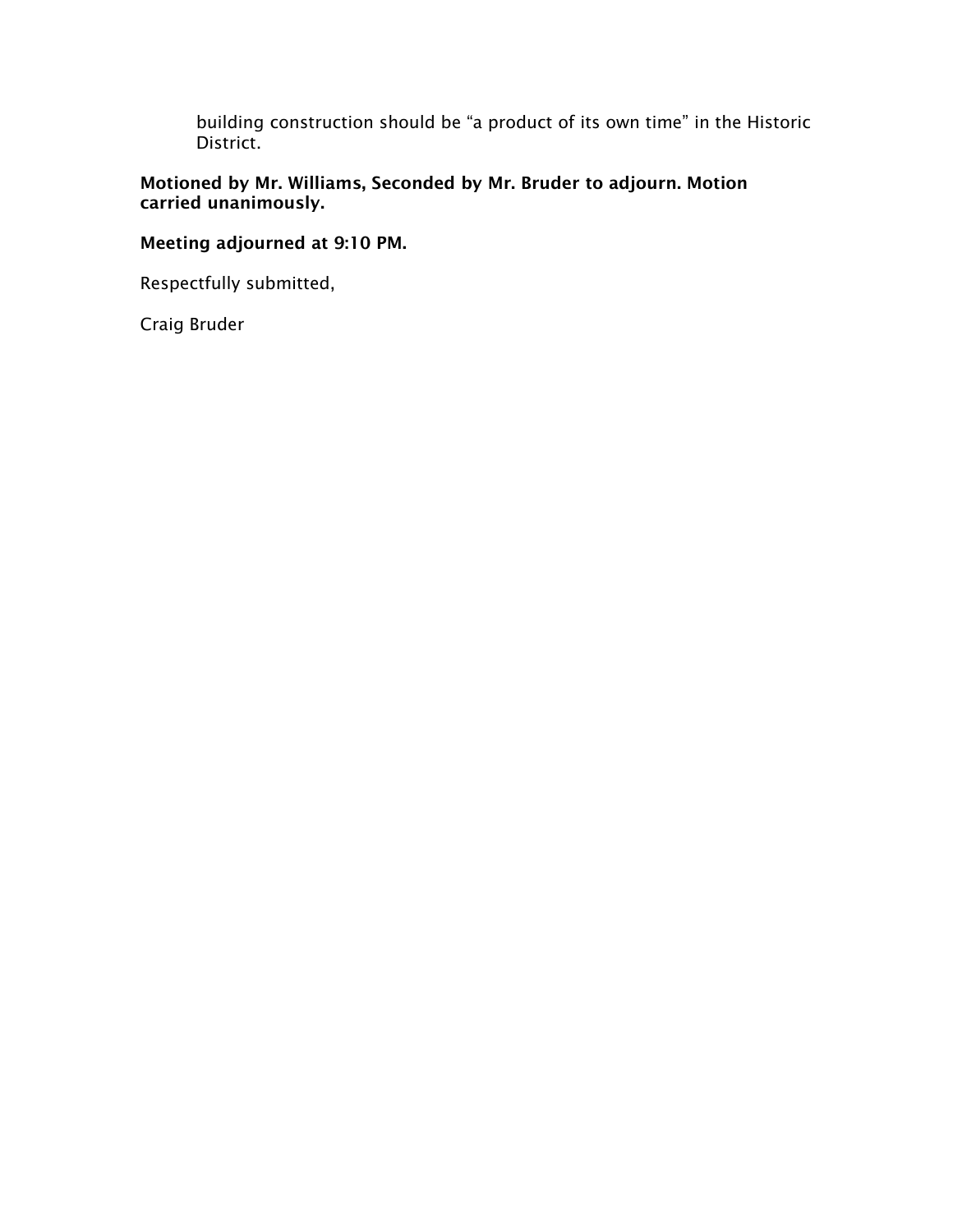building construction should be “a product of its own time” in the Historic District.

**Motioned by Mr. Williams, Seconded by Mr. Bruder to adjourn. Motion carried unanimously.**

**Meeting adjourned at 9:10 PM.**

Respectfully submitted,

Craig Bruder